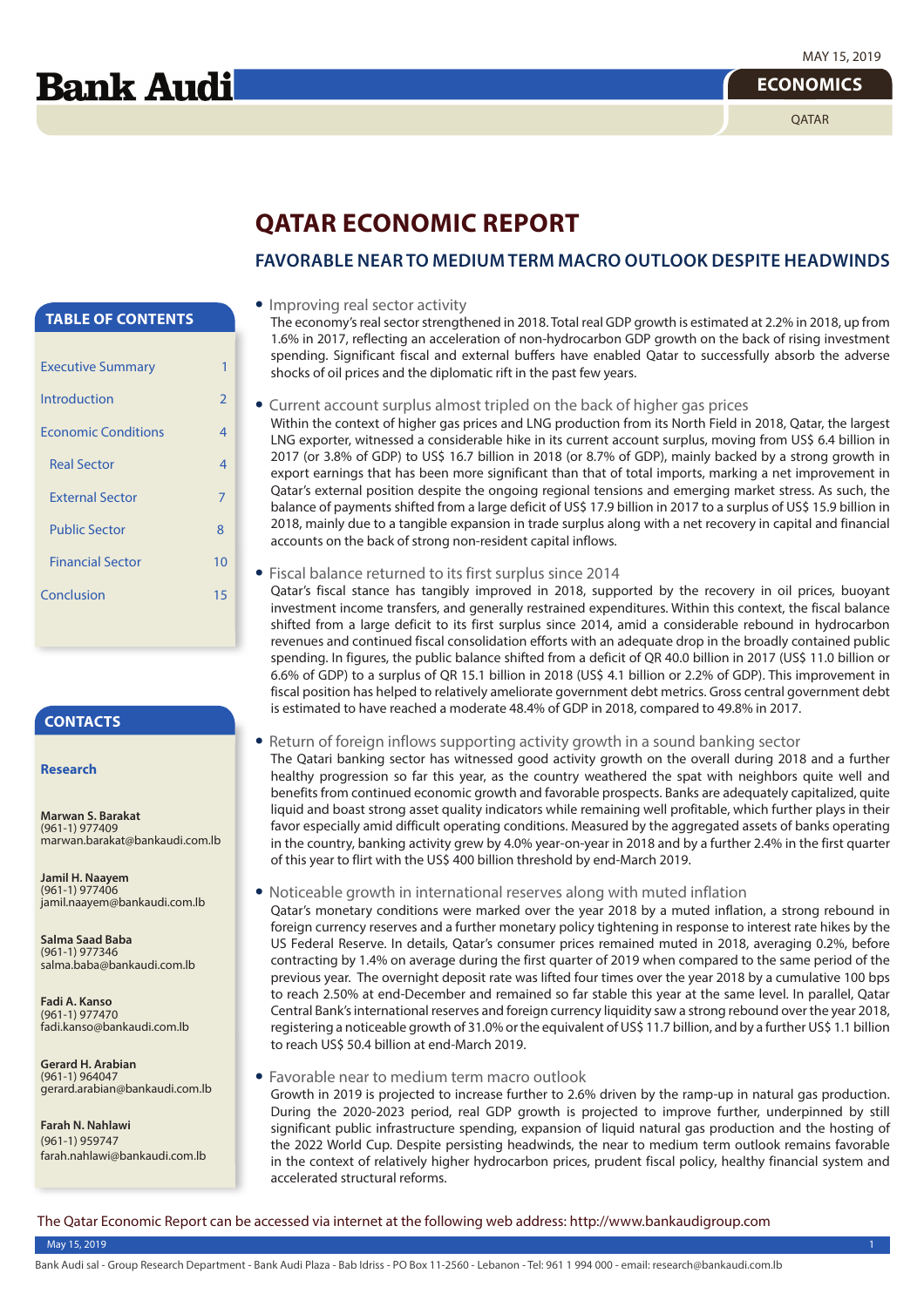MAY 15, 2019

# Bank Audi

**ECONOMICS**

QATAR

# QATAR ECONOMIC REPORT

## FAVORABLE NEAR TO MEDIUM TERM MACRO OUTLOOK DESPITE HEADWINDS

### TABLE OF CONTENTS

| | |
|---|---|
| Executive Summary | 1 |
| Introduction | 2 |
| Economic Conditions | 4 |
| Real Sector | 4 |
| External Sector | 7 |
| Public Sector | 8 |
| Financial Sector | 10 |
| Conclusion | 15 |

### CONTACTS

**Research**

**Marwan S. Barakat**
(961-1) 977409
marwan.barakat@bankaudi.com.lb

**Jamil H. Naayem**
(961-1) 977406
jamil.naayem@bankaudi.com.lb

**Salma Saad Baba**
(961-1) 977346
salma.baba@bankaudi.com.lb

**Fadi A. Kanso**
(961-1) 977470
fadi.kanso@bankaudi.com.lb

**Gerard H. Arabian**
(961-1) 964047
gerard.arabian@bankaudi.com.lb

**Farah N. Nahlawi**
(961-1) 959747
farah.nahlawi@bankaudi.com.lb

- Improving real sector activity

The economy's real sector strengthened in 2018. Total real GDP growth is estimated at 2.2% in 2018, up from 1.6% in 2017, reflecting an acceleration of non-hydrocarbon GDP growth on the back of rising investment spending. Significant fiscal and external buffers have enabled Qatar to successfully absorb the adverse shocks of oil prices and the diplomatic rift in the past few years.

- Current account surplus almost tripled on the back of higher gas prices

Within the context of higher gas prices and LNG production from its North Field in 2018, Qatar, the largest LNG exporter, witnessed a considerable hike in its current account surplus, moving from US$ 6.4 billion in 2017 (or 3.8% of GDP) to US$ 16.7 billion in 2018 (or 8.7% of GDP), mainly backed by a strong growth in export earnings that has been more significant than that of total imports, marking a net improvement in Qatar's external position despite the ongoing regional tensions and emerging market stress. As such, the balance of payments shifted from a large deficit of US$ 17.9 billion in 2017 to a surplus of US$ 15.9 billion in 2018, mainly due to a tangible expansion in trade surplus along with a net recovery in capital and financial accounts on the back of strong non-resident capital inflows.

- Fiscal balance returned to its first surplus since 2014

Qatar's fiscal stance has tangibly improved in 2018, supported by the recovery in oil prices, buoyant investment income transfers, and generally restrained expenditures. Within this context, the fiscal balance shifted from a large deficit to its first surplus since 2014, amid a considerable rebound in hydrocarbon revenues and continued fiscal consolidation efforts with an adequate drop in the broadly contained public spending. In figures, the public balance shifted from a deficit of QR 40.0 billion in 2017 (US$ 11.0 billion or 6.6% of GDP) to a surplus of QR 15.1 billion in 2018 (US$ 4.1 billion or 2.2% of GDP). This improvement in fiscal position has helped to relatively ameliorate government debt metrics. Gross central government debt is estimated to have reached a moderate 48.4% of GDP in 2018, compared to 49.8% in 2017.

- Return of foreign inflows supporting activity growth in a sound banking sector

The Qatari banking sector has witnessed good activity growth on the overall during 2018 and a further healthy progression so far this year, as the country weathered the spat with neighbors quite well and benefits from continued economic growth and favorable prospects. Banks are adequately capitalized, quite liquid and boast strong asset quality indicators while remaining well profitable, which further plays in their favor especially amid difficult operating conditions. Measured by the aggregated assets of banks operating in the country, banking activity grew by 4.0% year-on-year in 2018 and by a further 2.4% in the first quarter of this year to flirt with the US$ 400 billion threshold by end-March 2019.

- Noticeable growth in international reserves along with muted inflation

Qatar's monetary conditions were marked over the year 2018 by a muted inflation, a strong rebound in foreign currency reserves and a further monetary policy tightening in response to interest rate hikes by the US Federal Reserve. In details, Qatar's consumer prices remained muted in 2018, averaging 0.2%, before contracting by 1.4% on average during the first quarter of 2019 when compared to the same period of the previous year. The overnight deposit rate was lifted four times over the year 2018 by a cumulative 100 bps to reach 2.50% at end-December and remained so far stable this year at the same level. In parallel, Qatar Central Bank's international reserves and foreign currency liquidity saw a strong rebound over the year 2018, registering a noticeable growth of 31.0% or the equivalent of US$ 11.7 billion, and by a further US$ 1.1 billion to reach US$ 50.4 billion at end-March 2019.

- Favorable near to medium term macro outlook

Growth in 2019 is projected to increase further to 2.6% driven by the ramp-up in natural gas production. During the 2020-2023 period, real GDP growth is projected to improve further, underpinned by still significant public infrastructure spending, expansion of liquid natural gas production and the hosting of the 2022 World Cup. Despite persisting headwinds, the near to medium term outlook remains favorable in the context of relatively higher hydrocarbon prices, prudent fiscal policy, healthy financial system and accelerated structural reforms.

The Qatar Economic Report can be accessed via internet at the following web address: http://www.bankaudigroup.com

Bank Audi sal - Group Research Department - Bank Audi Plaza - Bab Idriss - PO Box 11-2560 - Lebanon - Tel: 961 1 994 000 - email: research@bankaudi.com.lb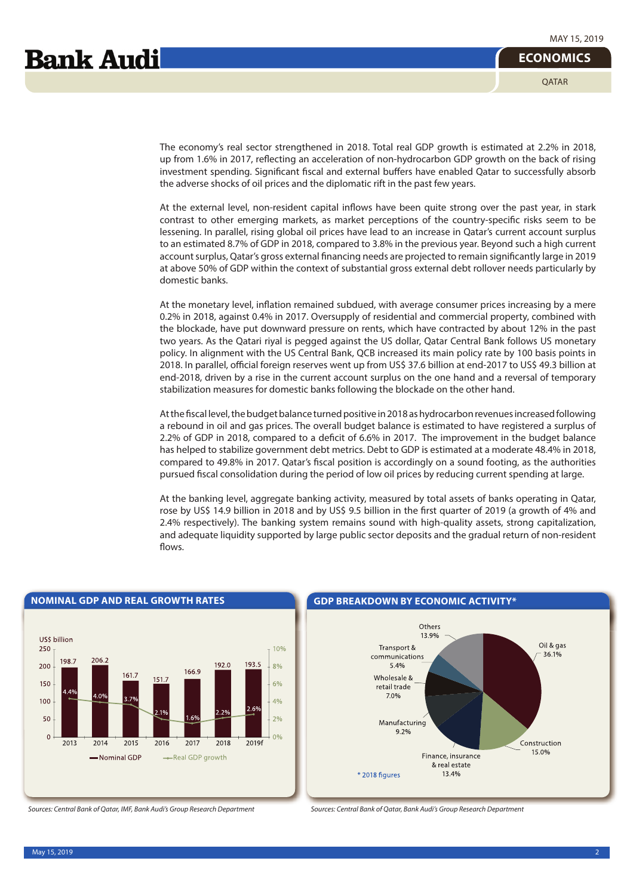The economy's real sector strengthened in 2018. Total real GDP growth is estimated at 2.2% in 2018, up from 1.6% in 2017, reflecting an acceleration of non-hydrocarbon GDP growth on the back of rising investment spending. Significant fiscal and external buffers have enabled Qatar to successfully absorb the adverse shocks of oil prices and the diplomatic rift in the past few years.

At the external level, non-resident capital inflows have been quite strong over the past year, in stark contrast to other emerging markets, as market perceptions of the country-specific risks seem to be lessening. In parallel, rising global oil prices have lead to an increase in Qatar's current account surplus to an estimated 8.7% of GDP in 2018, compared to 3.8% in the previous year. Beyond such a high current account surplus, Qatar's gross external financing needs are projected to remain significantly large in 2019 at above 50% of GDP within the context of substantial gross external debt rollover needs particularly by domestic banks.

At the monetary level, inflation remained subdued, with average consumer prices increasing by a mere 0.2% in 2018, against 0.4% in 2017. Oversupply of residential and commercial property, combined with the blockade, have put downward pressure on rents, which have contracted by about 12% in the past two years. As the Qatari riyal is pegged against the US dollar, Qatar Central Bank follows US monetary policy. In alignment with the US Central Bank, QCB increased its main policy rate by 100 basis points in 2018. In parallel, official foreign reserves went up from US$ 37.6 billion at end-2017 to US$ 49.3 billion at end-2018, driven by a rise in the current account surplus on the one hand and a reversal of temporary stabilization measures for domestic banks following the blockade on the other hand.

At the fiscal level, the budget balance turned positive in 2018 as hydrocarbon revenues increased following a rebound in oil and gas prices. The overall budget balance is estimated to have registered a surplus of 2.2% of GDP in 2018, compared to a deficit of 6.6% in 2017. The improvement in the budget balance has helped to stabilize government debt metrics. Debt to GDP is estimated at a moderate 48.4% in 2018, compared to 49.8% in 2017. Qatar's fiscal position is accordingly on a sound footing, as the authorities pursued fiscal consolidation during the period of low oil prices by reducing current spending at large.

At the banking level, aggregate banking activity, measured by total assets of banks operating in Qatar, rose by US$ 14.9 billion in 2018 and by US$ 9.5 billion in the first quarter of 2019 (a growth of 4% and 2.4% respectively). The banking system remains sound with high-quality assets, strong capitalization, and adequate liquidity supported by large public sector deposits and the gradual return of non-resident flows.

## NOMINAL GDP AND REAL GROWTH RATES

| | 2013 | 2014 | 2015 | 2016 | 2017 | 2018 | 2019f |
|---|---|---|---|---|---|---|---|
| Nominal GDP (US$ billion) | 198.7 | 206.2 | 161.7 | 151.7 | 166.9 | 192.0 | 193.5 |
| Real GDP growth | 4.4% | 4.0% | 3.7% | 2.1% | 1.6% | 2.2% | 2.6% |

*Sources: Central Bank of Qatar, IMF, Bank Audi's Group Research Department*

## GDP BREAKDOWN BY ECONOMIC ACTIVITY*

| Activity | Share |
|---|---|
| Oil & gas | 36.1% |
| Construction | 15.0% |
| Finance, insurance & real estate | 13.4% |
| Manufacturing | 9.2% |
| Wholesale & retail trade | 7.0% |
| Transport & communications | 5.4% |
| Others | 13.9% |

\* 2018 figures

*Sources: Central Bank of Qatar, Bank Audi's Group Research Department*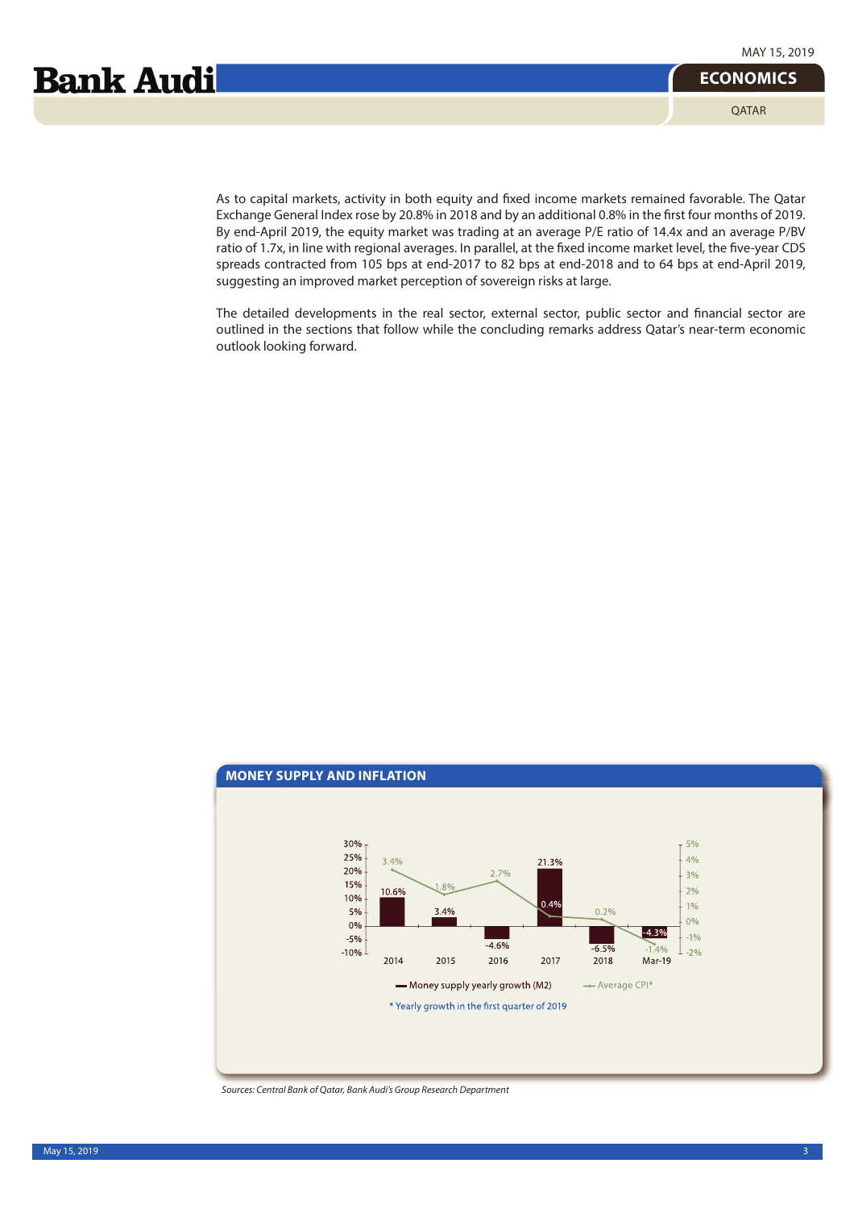As to capital markets, activity in both equity and fixed income markets remained favorable. The Qatar Exchange General Index rose by 20.8% in 2018 and by an additional 0.8% in the first four months of 2019. By end-April 2019, the equity market was trading at an average P/E ratio of 14.4x and an average P/BV ratio of 1.7x, in line with regional averages. In parallel, at the fixed income market level, the five-year CDS spreads contracted from 105 bps at end-2017 to 82 bps at end-2018 and to 64 bps at end-April 2019, suggesting an improved market perception of sovereign risks at large.

The detailed developments in the real sector, external sector, public sector and financial sector are outlined in the sections that follow while the concluding remarks address Qatar's near-term economic outlook looking forward.

**MONEY SUPPLY AND INFLATION**

| | 2014 | 2015 | 2016 | 2017 | 2018 | Mar-19 |
|---|---|---|---|---|---|---|
| Money supply yearly growth (M2) | 10.6% | 3.4% | -4.6% | 21.3% | -6.5% | -4.3% |
| Average CPI* | 3.4% | 1.8% | 2.7% | 0.4% | 0.2% | -1.4% |

\* Yearly growth in the first quarter of 2019

*Sources: Central Bank of Qatar, Bank Audi's Group Research Department*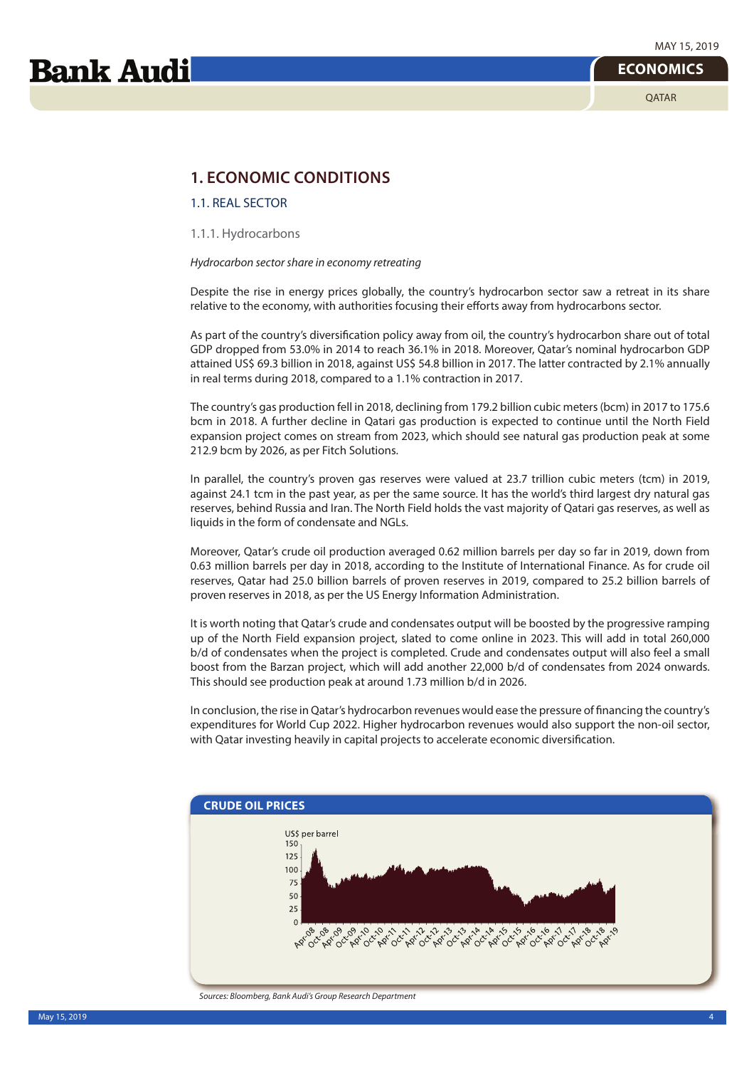# 1. ECONOMIC CONDITIONS

## 1.1. REAL SECTOR

### 1.1.1. Hydrocarbons

*Hydrocarbon sector share in economy retreating*

Despite the rise in energy prices globally, the country's hydrocarbon sector saw a retreat in its share relative to the economy, with authorities focusing their efforts away from hydrocarbons sector.

As part of the country's diversification policy away from oil, the country's hydrocarbon share out of total GDP dropped from 53.0% in 2014 to reach 36.1% in 2018. Moreover, Qatar's nominal hydrocarbon GDP attained US$ 69.3 billion in 2018, against US$ 54.8 billion in 2017. The latter contracted by 2.1% annually in real terms during 2018, compared to a 1.1% contraction in 2017.

The country's gas production fell in 2018, declining from 179.2 billion cubic meters (bcm) in 2017 to 175.6 bcm in 2018. A further decline in Qatari gas production is expected to continue until the North Field expansion project comes on stream from 2023, which should see natural gas production peak at some 212.9 bcm by 2026, as per Fitch Solutions.

In parallel, the country's proven gas reserves were valued at 23.7 trillion cubic meters (tcm) in 2019, against 24.1 tcm in the past year, as per the same source. It has the world's third largest dry natural gas reserves, behind Russia and Iran. The North Field holds the vast majority of Qatari gas reserves, as well as liquids in the form of condensate and NGLs.

Moreover, Qatar's crude oil production averaged 0.62 million barrels per day so far in 2019, down from 0.63 million barrels per day in 2018, according to the Institute of International Finance. As for crude oil reserves, Qatar had 25.0 billion barrels of proven reserves in 2019, compared to 25.2 billion barrels of proven reserves in 2018, as per the US Energy Information Administration.

It is worth noting that Qatar's crude and condensates output will be boosted by the progressive ramping up of the North Field expansion project, slated to come online in 2023. This will add in total 260,000 b/d of condensates when the project is completed. Crude and condensates output will also feel a small boost from the Barzan project, which will add another 22,000 b/d of condensates from 2024 onwards. This should see production peak at around 1.73 million b/d in 2026.

In conclusion, the rise in Qatar's hydrocarbon revenues would ease the pressure of financing the country's expenditures for World Cup 2022. Higher hydrocarbon revenues would also support the non-oil sector, with Qatar investing heavily in capital projects to accelerate economic diversification.

**CRUDE OIL PRICES**

*Sources: Bloomberg, Bank Audi's Group Research Department*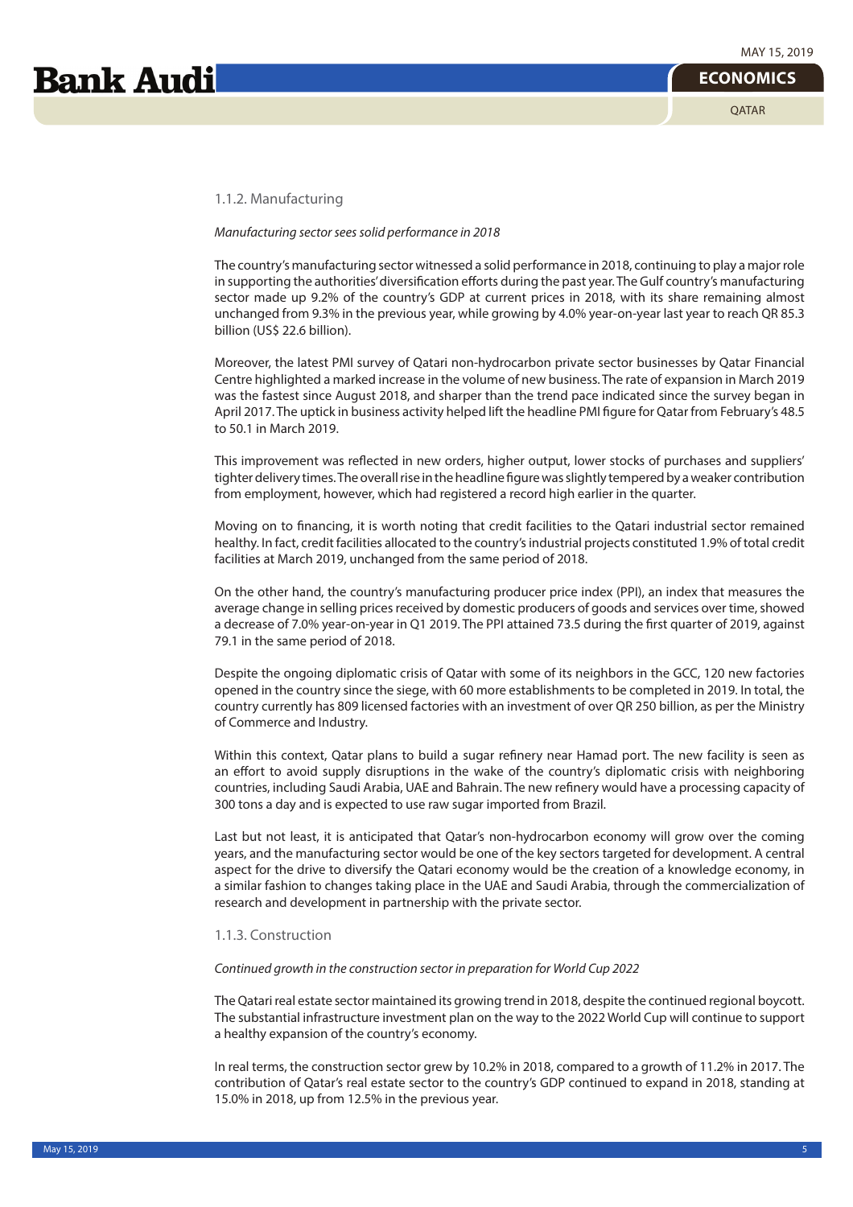### 1.1.2. Manufacturing

*Manufacturing sector sees solid performance in 2018*

The country's manufacturing sector witnessed a solid performance in 2018, continuing to play a major role in supporting the authorities' diversification efforts during the past year. The Gulf country's manufacturing sector made up 9.2% of the country's GDP at current prices in 2018, with its share remaining almost unchanged from 9.3% in the previous year, while growing by 4.0% year-on-year last year to reach QR 85.3 billion (US$ 22.6 billion).

Moreover, the latest PMI survey of Qatari non-hydrocarbon private sector businesses by Qatar Financial Centre highlighted a marked increase in the volume of new business. The rate of expansion in March 2019 was the fastest since August 2018, and sharper than the trend pace indicated since the survey began in April 2017. The uptick in business activity helped lift the headline PMI figure for Qatar from February's 48.5 to 50.1 in March 2019.

This improvement was reflected in new orders, higher output, lower stocks of purchases and suppliers' tighter delivery times. The overall rise in the headline figure was slightly tempered by a weaker contribution from employment, however, which had registered a record high earlier in the quarter.

Moving on to financing, it is worth noting that credit facilities to the Qatari industrial sector remained healthy. In fact, credit facilities allocated to the country's industrial projects constituted 1.9% of total credit facilities at March 2019, unchanged from the same period of 2018.

On the other hand, the country's manufacturing producer price index (PPI), an index that measures the average change in selling prices received by domestic producers of goods and services over time, showed a decrease of 7.0% year-on-year in Q1 2019. The PPI attained 73.5 during the first quarter of 2019, against 79.1 in the same period of 2018.

Despite the ongoing diplomatic crisis of Qatar with some of its neighbors in the GCC, 120 new factories opened in the country since the siege, with 60 more establishments to be completed in 2019. In total, the country currently has 809 licensed factories with an investment of over QR 250 billion, as per the Ministry of Commerce and Industry.

Within this context, Qatar plans to build a sugar refinery near Hamad port. The new facility is seen as an effort to avoid supply disruptions in the wake of the country's diplomatic crisis with neighboring countries, including Saudi Arabia, UAE and Bahrain. The new refinery would have a processing capacity of 300 tons a day and is expected to use raw sugar imported from Brazil.

Last but not least, it is anticipated that Qatar's non-hydrocarbon economy will grow over the coming years, and the manufacturing sector would be one of the key sectors targeted for development. A central aspect for the drive to diversify the Qatari economy would be the creation of a knowledge economy, in a similar fashion to changes taking place in the UAE and Saudi Arabia, through the commercialization of research and development in partnership with the private sector.

### 1.1.3. Construction

*Continued growth in the construction sector in preparation for World Cup 2022*

The Qatari real estate sector maintained its growing trend in 2018, despite the continued regional boycott. The substantial infrastructure investment plan on the way to the 2022 World Cup will continue to support a healthy expansion of the country's economy.

In real terms, the construction sector grew by 10.2% in 2018, compared to a growth of 11.2% in 2017. The contribution of Qatar's real estate sector to the country's GDP continued to expand in 2018, standing at 15.0% in 2018, up from 12.5% in the previous year.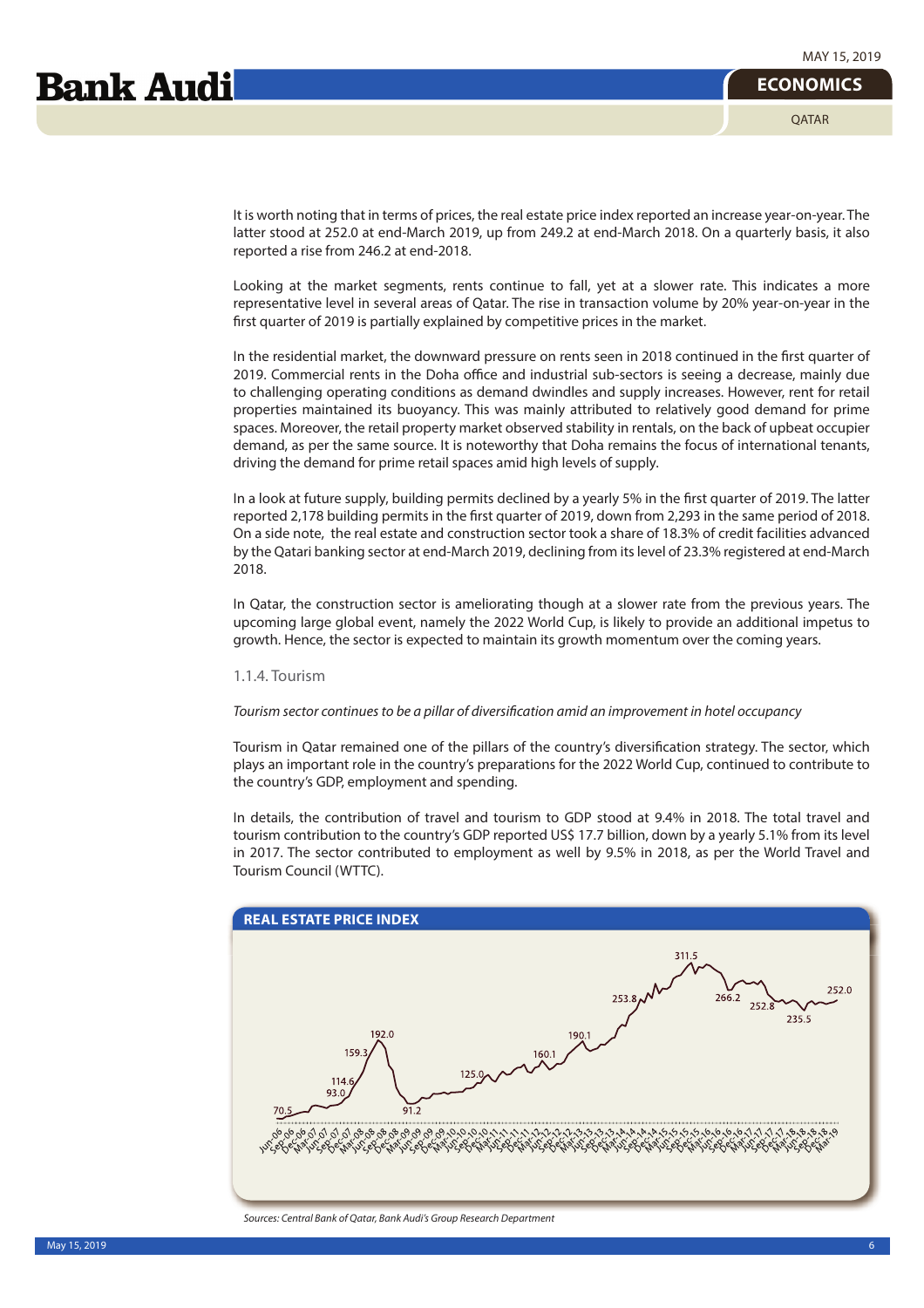It is worth noting that in terms of prices, the real estate price index reported an increase year-on-year. The latter stood at 252.0 at end-March 2019, up from 249.2 at end-March 2018. On a quarterly basis, it also reported a rise from 246.2 at end-2018.

Looking at the market segments, rents continue to fall, yet at a slower rate. This indicates a more representative level in several areas of Qatar. The rise in transaction volume by 20% year-on-year in the first quarter of 2019 is partially explained by competitive prices in the market.

In the residential market, the downward pressure on rents seen in 2018 continued in the first quarter of 2019. Commercial rents in the Doha office and industrial sub-sectors is seeing a decrease, mainly due to challenging operating conditions as demand dwindles and supply increases. However, rent for retail properties maintained its buoyancy. This was mainly attributed to relatively good demand for prime spaces. Moreover, the retail property market observed stability in rentals, on the back of upbeat occupier demand, as per the same source. It is noteworthy that Doha remains the focus of international tenants, driving the demand for prime retail spaces amid high levels of supply.

In a look at future supply, building permits declined by a yearly 5% in the first quarter of 2019. The latter reported 2,178 building permits in the first quarter of 2019, down from 2,293 in the same period of 2018. On a side note, the real estate and construction sector took a share of 18.3% of credit facilities advanced by the Qatari banking sector at end-March 2019, declining from its level of 23.3% registered at end-March 2018.

In Qatar, the construction sector is ameliorating though at a slower rate from the previous years. The upcoming large global event, namely the 2022 World Cup, is likely to provide an additional impetus to growth. Hence, the sector is expected to maintain its growth momentum over the coming years.

### 1.1.4. Tourism

*Tourism sector continues to be a pillar of diversification amid an improvement in hotel occupancy*

Tourism in Qatar remained one of the pillars of the country's diversification strategy. The sector, which plays an important role in the country's preparations for the 2022 World Cup, continued to contribute to the country's GDP, employment and spending.

In details, the contribution of travel and tourism to GDP stood at 9.4% in 2018. The total travel and tourism contribution to the country's GDP reported US$ 17.7 billion, down by a yearly 5.1% from its level in 2017. The sector contributed to employment as well by 9.5% in 2018, as per the World Travel and Tourism Council (WTTC).

**REAL ESTATE PRICE INDEX**

*Sources: Central Bank of Qatar, Bank Audi's Group Research Department*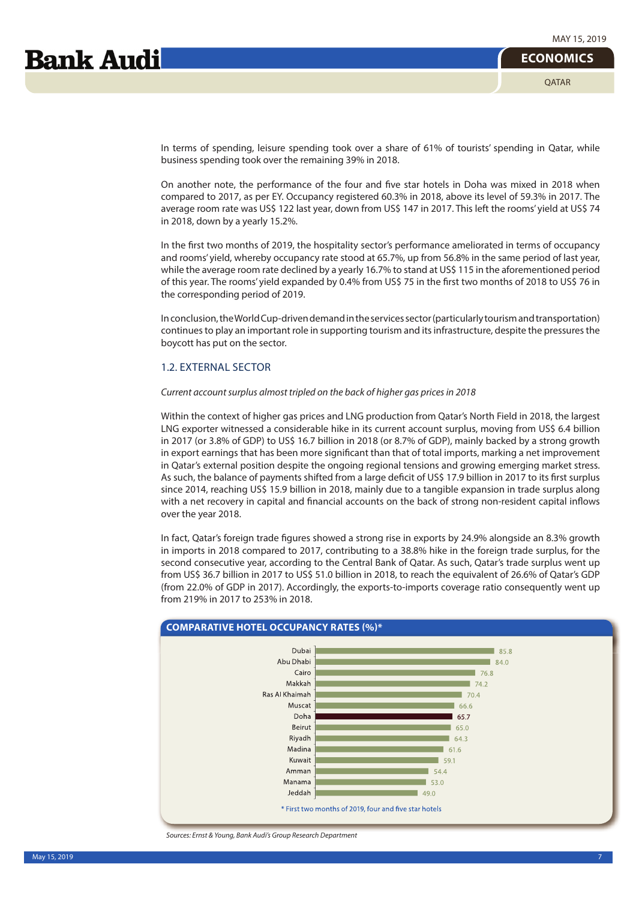In terms of spending, leisure spending took over a share of 61% of tourists' spending in Qatar, while business spending took over the remaining 39% in 2018.

On another note, the performance of the four and five star hotels in Doha was mixed in 2018 when compared to 2017, as per EY. Occupancy registered 60.3% in 2018, above its level of 59.3% in 2017. The average room rate was US$ 122 last year, down from US$ 147 in 2017. This left the rooms' yield at US$ 74 in 2018, down by a yearly 15.2%.

In the first two months of 2019, the hospitality sector's performance ameliorated in terms of occupancy and rooms' yield, whereby occupancy rate stood at 65.7%, up from 56.8% in the same period of last year, while the average room rate declined by a yearly 16.7% to stand at US$ 115 in the aforementioned period of this year. The rooms' yield expanded by 0.4% from US$ 75 in the first two months of 2018 to US$ 76 in the corresponding period of 2019.

In conclusion, the World Cup-driven demand in the services sector (particularly tourism and transportation) continues to play an important role in supporting tourism and its infrastructure, despite the pressures the boycott has put on the sector.

## 1.2. EXTERNAL SECTOR

*Current account surplus almost tripled on the back of higher gas prices in 2018*

Within the context of higher gas prices and LNG production from Qatar's North Field in 2018, the largest LNG exporter witnessed a considerable hike in its current account surplus, moving from US$ 6.4 billion in 2017 (or 3.8% of GDP) to US$ 16.7 billion in 2018 (or 8.7% of GDP), mainly backed by a strong growth in export earnings that has been more significant than that of total imports, marking a net improvement in Qatar's external position despite the ongoing regional tensions and growing emerging market stress. As such, the balance of payments shifted from a large deficit of US$ 17.9 billion in 2017 to its first surplus since 2014, reaching US$ 15.9 billion in 2018, mainly due to a tangible expansion in trade surplus along with a net recovery in capital and financial accounts on the back of strong non-resident capital inflows over the year 2018.

In fact, Qatar's foreign trade figures showed a strong rise in exports by 24.9% alongside an 8.3% growth in imports in 2018 compared to 2017, contributing to a 38.8% hike in the foreign trade surplus, for the second consecutive year, according to the Central Bank of Qatar. As such, Qatar's trade surplus went up from US$ 36.7 billion in 2017 to US$ 51.0 billion in 2018, to reach the equivalent of 26.6% of Qatar's GDP (from 22.0% of GDP in 2017). Accordingly, the exports-to-imports coverage ratio consequently went up from 219% in 2017 to 253% in 2018.

**COMPARATIVE HOTEL OCCUPANCY RATES (%)***

| City | Occupancy Rate (%) |
|---|---|
| Dubai | 85.8 |
| Abu Dhabi | 84.0 |
| Cairo | 76.8 |
| Makkah | 74.2 |
| Ras Al Khaimah | 70.4 |
| Muscat | 66.6 |
| Doha | 65.7 |
| Beirut | 65.0 |
| Riyadh | 64.3 |
| Madina | 61.6 |
| Kuwait | 59.1 |
| Amman | 54.4 |
| Manama | 53.0 |
| Jeddah | 49.0 |

\* First two months of 2019, four and five star hotels

*Sources: Ernst & Young, Bank Audi's Group Research Department*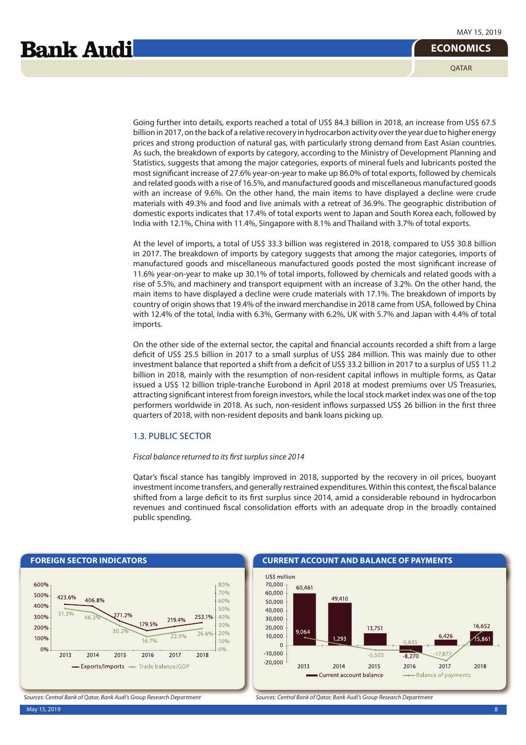Going further into details, exports reached a total of US$ 84.3 billion in 2018, an increase from US$ 67.5 billion in 2017, on the back of a relative recovery in hydrocarbon activity over the year due to higher energy prices and strong production of natural gas, with particularly strong demand from East Asian countries. As such, the breakdown of exports by category, according to the Ministry of Development Planning and Statistics, suggests that among the major categories, exports of mineral fuels and lubricants posted the most significant increase of 27.6% year-on-year to make up 86.0% of total exports, followed by chemicals and related goods with a rise of 16.5%, and manufactured goods and miscellaneous manufactured goods with an increase of 9.6%. On the other hand, the main items to have displayed a decline were crude materials with 49.3% and food and live animals with a retreat of 36.9%. The geographic distribution of domestic exports indicates that 17.4% of total exports went to Japan and South Korea each, followed by India with 12.1%, China with 11.4%, Singapore with 8.1% and Thailand with 3.7% of total exports.

At the level of imports, a total of US$ 33.3 billion was registered in 2018, compared to US$ 30.8 billion in 2017. The breakdown of imports by category suggests that among the major categories, imports of manufactured goods and miscellaneous manufactured goods posted the most significant increase of 11.6% year-on-year to make up 30.1% of total imports, followed by chemicals and related goods with a rise of 5.5%, and machinery and transport equipment with an increase of 3.2%. On the other hand, the main items to have displayed a decline were crude materials with 17.1%. The breakdown of imports by country of origin shows that 19.4% of the inward merchandise in 2018 came from USA, followed by China with 12.4% of the total, India with 6.3%, Germany with 6.2%, UK with 5.7% and Japan with 4.4% of total imports.

On the other side of the external sector, the capital and financial accounts recorded a shift from a large deficit of US$ 25.5 billion in 2017 to a small surplus of US$ 284 million. This was mainly due to other investment balance that reported a shift from a deficit of US$ 33.2 billion in 2017 to a surplus of US$ 11.2 billion in 2018, mainly with the resumption of non-resident capital inflows in multiple forms, as Qatar issued a US$ 12 billion triple-tranche Eurobond in April 2018 at modest premiums over US Treasuries, attracting significant interest from foreign investors, while the local stock market index was one of the top performers worldwide in 2018. As such, non-resident inflows surpassed US$ 26 billion in the first three quarters of 2018, with non-resident deposits and bank loans picking up.

### 1.3. PUBLIC SECTOR

*Fiscal balance returned to its first surplus since 2014*

Qatar's fiscal stance has tangibly improved in 2018, supported by the recovery in oil prices, buoyant investment income transfers, and generally restrained expenditures. Within this context, the fiscal balance shifted from a large deficit to its first surplus since 2014, amid a considerable rebound in hydrocarbon revenues and continued fiscal consolidation efforts with an adequate drop in the broadly contained public spending.

**FOREIGN SECTOR INDICATORS**

| | 2013 | 2014 | 2015 | 2016 | 2017 | 2018 |
|---|---|---|---|---|---|---|
| Exports/Imports | 423.6% | 406.8% | 271.2% | 179.5% | 219.4% | 253.1% |
| Trade balance/GDP | 51.3% | 46.3% | 30.2% | 16.7% | 22.0% | 26.6% |

*Sources: Central Bank of Qatar, Bank Audi's Group Research Department*

**CURRENT ACCOUNT AND BALANCE OF PAYMENTS**

US$ million

| | 2013 | 2014 | 2015 | 2016 | 2017 | 2018 |
|---|---|---|---|---|---|---|
| Current account balance | 60,461 | 49,410 | 13,751 | -8,270 | 6,426 | 16,652 |
| Balance of payments | 9,064 | 1,293 | -5,503 | -5,635 | -17,877 | 15,861 |

*Sources: Central Bank of Qatar, Bank Audi's Group Research Department*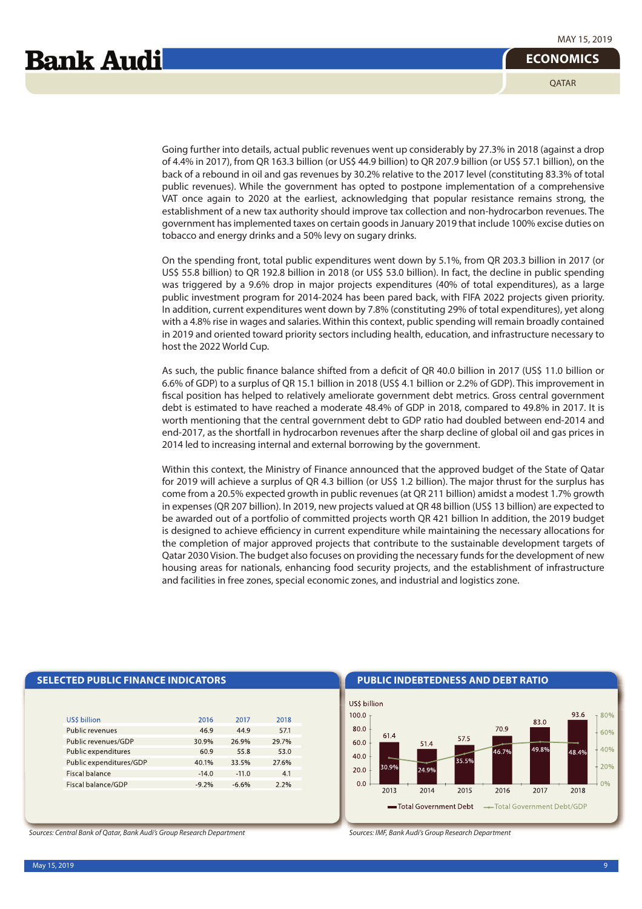Going further into details, actual public revenues went up considerably by 27.3% in 2018 (against a drop of 4.4% in 2017), from QR 163.3 billion (or US$ 44.9 billion) to QR 207.9 billion (or US$ 57.1 billion), on the back of a rebound in oil and gas revenues by 30.2% relative to the 2017 level (constituting 83.3% of total public revenues). While the government has opted to postpone implementation of a comprehensive VAT once again to 2020 at the earliest, acknowledging that popular resistance remains strong, the establishment of a new tax authority should improve tax collection and non-hydrocarbon revenues. The government has implemented taxes on certain goods in January 2019 that include 100% excise duties on tobacco and energy drinks and a 50% levy on sugary drinks.

On the spending front, total public expenditures went down by 5.1%, from QR 203.3 billion in 2017 (or US$ 55.8 billion) to QR 192.8 billion in 2018 (or US$ 53.0 billion). In fact, the decline in public spending was triggered by a 9.6% drop in major projects expenditures (40% of total expenditures), as a large public investment program for 2014-2024 has been pared back, with FIFA 2022 projects given priority. In addition, current expenditures went down by 7.8% (constituting 29% of total expenditures), yet along with a 4.8% rise in wages and salaries. Within this context, public spending will remain broadly contained in 2019 and oriented toward priority sectors including health, education, and infrastructure necessary to host the 2022 World Cup.

As such, the public finance balance shifted from a deficit of QR 40.0 billion in 2017 (US$ 11.0 billion or 6.6% of GDP) to a surplus of QR 15.1 billion in 2018 (US$ 4.1 billion or 2.2% of GDP). This improvement in fiscal position has helped to relatively ameliorate government debt metrics. Gross central government debt is estimated to have reached a moderate 48.4% of GDP in 2018, compared to 49.8% in 2017. It is worth mentioning that the central government debt to GDP ratio had doubled between end-2014 and end-2017, as the shortfall in hydrocarbon revenues after the sharp decline of global oil and gas prices in 2014 led to increasing internal and external borrowing by the government.

Within this context, the Ministry of Finance announced that the approved budget of the State of Qatar for 2019 will achieve a surplus of QR 4.3 billion (or US$ 1.2 billion). The major thrust for the surplus has come from a 20.5% expected growth in public revenues (at QR 211 billion) amidst a modest 1.7% growth in expenses (QR 207 billion). In 2019, new projects valued at QR 48 billion (US$ 13 billion) are expected to be awarded out of a portfolio of committed projects worth QR 421 billion In addition, the 2019 budget is designed to achieve efficiency in current expenditure while maintaining the necessary allocations for the completion of major approved projects that contribute to the sustainable development targets of Qatar 2030 Vision. The budget also focuses on providing the necessary funds for the development of new housing areas for nationals, enhancing food security projects, and the establishment of infrastructure and facilities in free zones, special economic zones, and industrial and logistics zone.

## SELECTED PUBLIC FINANCE INDICATORS

| US$ billion | 2016 | 2017 | 2018 |
|---|---|---|---|
| Public revenues | 46.9 | 44.9 | 57.1 |
| Public revenues/GDP | 30.9% | 26.9% | 29.7% |
| Public expenditures | 60.9 | 55.8 | 53.0 |
| Public expenditures/GDP | 40.1% | 33.5% | 27.6% |
| Fiscal balance | -14.0 | -11.0 | 4.1 |
| Fiscal balance/GDP | -9.2% | -6.6% | 2.2% |

*Sources: Central Bank of Qatar, Bank Audi's Group Research Department*

## PUBLIC INDEBTEDNESS AND DEBT RATIO

| US$ billion | 2013 | 2014 | 2015 | 2016 | 2017 | 2018 |
|---|---|---|---|---|---|---|
| Total Government Debt | 61.4 | 51.4 | 57.5 | 70.9 | 83.0 | 93.6 |
| Total Government Debt/GDP | 30.9% | 24.9% | 35.5% | 46.7% | 49.8% | 48.4% |

*Sources: IMF, Bank Audi's Group Research Department*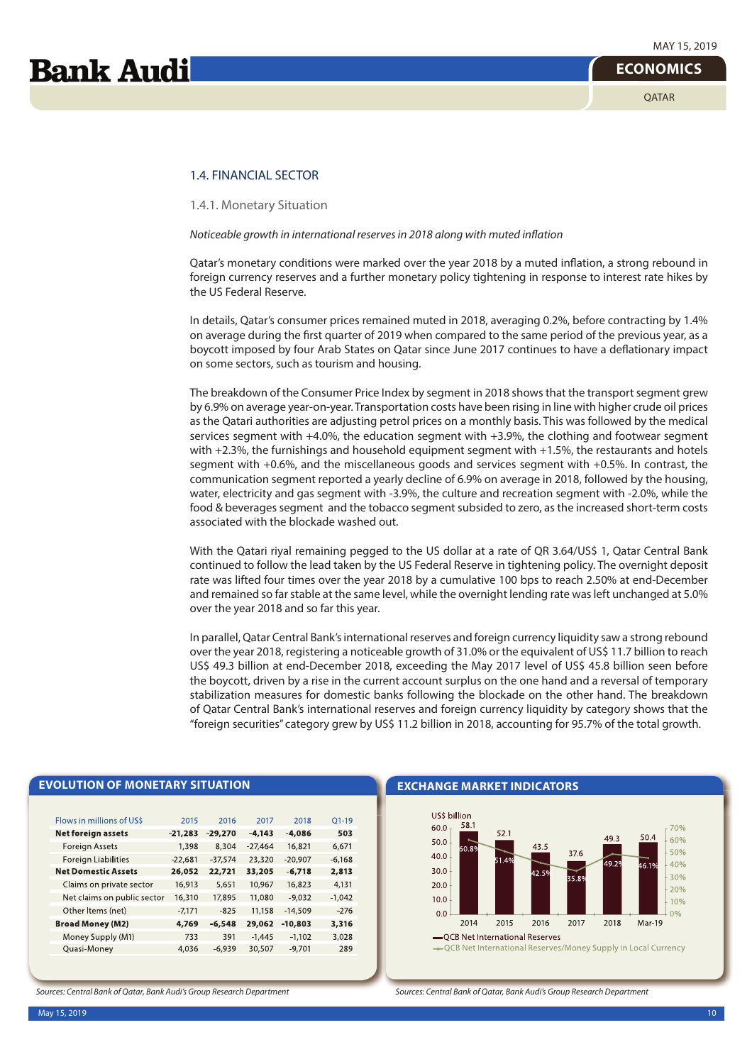## 1.4. FINANCIAL SECTOR

### 1.4.1. Monetary Situation

*Noticeable growth in international reserves in 2018 along with muted inflation*

Qatar's monetary conditions were marked over the year 2018 by a muted inflation, a strong rebound in foreign currency reserves and a further monetary policy tightening in response to interest rate hikes by the US Federal Reserve.

In details, Qatar's consumer prices remained muted in 2018, averaging 0.2%, before contracting by 1.4% on average during the first quarter of 2019 when compared to the same period of the previous year, as a boycott imposed by four Arab States on Qatar since June 2017 continues to have a deflationary impact on some sectors, such as tourism and housing.

The breakdown of the Consumer Price Index by segment in 2018 shows that the transport segment grew by 6.9% on average year-on-year. Transportation costs have been rising in line with higher crude oil prices as the Qatari authorities are adjusting petrol prices on a monthly basis. This was followed by the medical services segment with +4.0%, the education segment with +3.9%, the clothing and footwear segment with +2.3%, the furnishings and household equipment segment with +1.5%, the restaurants and hotels segment with +0.6%, and the miscellaneous goods and services segment with +0.5%. In contrast, the communication segment reported a yearly decline of 6.9% on average in 2018, followed by the housing, water, electricity and gas segment with -3.9%, the culture and recreation segment with -2.0%, while the food & beverages segment and the tobacco segment subsided to zero, as the increased short-term costs associated with the blockade washed out.

With the Qatari riyal remaining pegged to the US dollar at a rate of QR 3.64/US$ 1, Qatar Central Bank continued to follow the lead taken by the US Federal Reserve in tightening policy. The overnight deposit rate was lifted four times over the year 2018 by a cumulative 100 bps to reach 2.50% at end-December and remained so far stable at the same level, while the overnight lending rate was left unchanged at 5.0% over the year 2018 and so far this year.

In parallel, Qatar Central Bank's international reserves and foreign currency liquidity saw a strong rebound over the year 2018, registering a noticeable growth of 31.0% or the equivalent of US$ 11.7 billion to reach US$ 49.3 billion at end-December 2018, exceeding the May 2017 level of US$ 45.8 billion seen before the boycott, driven by a rise in the current account surplus on the one hand and a reversal of temporary stabilization measures for domestic banks following the blockade on the other hand. The breakdown of Qatar Central Bank's international reserves and foreign currency liquidity by category shows that the "foreign securities" category grew by US$ 11.2 billion in 2018, accounting for 95.7% of the total growth.

**EVOLUTION OF MONETARY SITUATION**

| Flows in millions of US$ | 2015 | 2016 | 2017 | 2018 | Q1-19 |
|---|---|---|---|---|---|
| **Net foreign assets** | **-21,283** | **-29,270** | **-4,143** | **-4,086** | **503** |
| Foreign Assets | 1,398 | 8,304 | -27,464 | 16,821 | 6,671 |
| Foreign Liabilities | -22,681 | -37,574 | 23,320 | -20,907 | -6,168 |
| **Net Domestic Assets** | **26,052** | **22,721** | **33,205** | **-6,718** | **2,813** |
| Claims on private sector | 16,913 | 5,651 | 10,967 | 16,823 | 4,131 |
| Net claims on public sector | 16,310 | 17,895 | 11,080 | -9,032 | -1,042 |
| Other Items (net) | -7,171 | -825 | 11,158 | -14,509 | -276 |
| **Broad Money (M2)** | **4,769** | **-6,548** | **29,062** | **-10,803** | **3,316** |
| Money Supply (M1) | 733 | 391 | -1,445 | -1,102 | 3,028 |
| Quasi-Money | 4,036 | -6,939 | 30,507 | -9,701 | 289 |

*Sources: Central Bank of Qatar, Bank Audi's Group Research Department*

**EXCHANGE MARKET INDICATORS**

| US$ billion | 2014 | 2015 | 2016 | 2017 | 2018 | Mar-19 |
|---|---|---|---|---|---|---|
| QCB Net International Reserves | 58.1 | 52.1 | 43.5 | 37.6 | 49.3 | 50.4 |
| QCB Net International Reserves/Money Supply in Local Currency | 60.8% | 51.4% | 42.5% | 35.8% | 49.2% | 46.1% |

*Sources: Central Bank of Qatar, Bank Audi's Group Research Department*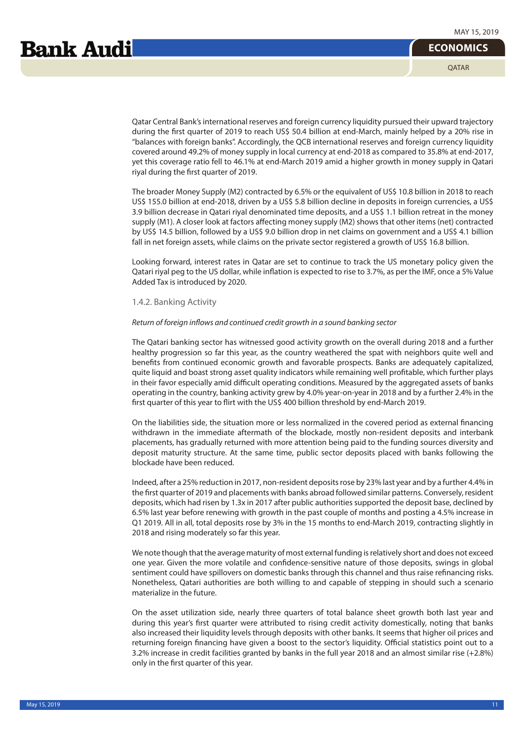Qatar Central Bank's international reserves and foreign currency liquidity pursued their upward trajectory during the first quarter of 2019 to reach US$ 50.4 billion at end-March, mainly helped by a 20% rise in "balances with foreign banks". Accordingly, the QCB international reserves and foreign currency liquidity covered around 49.2% of money supply in local currency at end-2018 as compared to 35.8% at end-2017, yet this coverage ratio fell to 46.1% at end-March 2019 amid a higher growth in money supply in Qatari riyal during the first quarter of 2019.

The broader Money Supply (M2) contracted by 6.5% or the equivalent of US$ 10.8 billion in 2018 to reach US$ 155.0 billion at end-2018, driven by a US$ 5.8 billion decline in deposits in foreign currencies, a US$ 3.9 billion decrease in Qatari riyal denominated time deposits, and a US$ 1.1 billion retreat in the money supply (M1). A closer look at factors affecting money supply (M2) shows that other items (net) contracted by US$ 14.5 billion, followed by a US$ 9.0 billion drop in net claims on government and a US$ 4.1 billion fall in net foreign assets, while claims on the private sector registered a growth of US$ 16.8 billion.

Looking forward, interest rates in Qatar are set to continue to track the US monetary policy given the Qatari riyal peg to the US dollar, while inflation is expected to rise to 3.7%, as per the IMF, once a 5% Value Added Tax is introduced by 2020.

### 1.4.2. Banking Activity

*Return of foreign inflows and continued credit growth in a sound banking sector*

The Qatari banking sector has witnessed good activity growth on the overall during 2018 and a further healthy progression so far this year, as the country weathered the spat with neighbors quite well and benefits from continued economic growth and favorable prospects. Banks are adequately capitalized, quite liquid and boast strong asset quality indicators while remaining well profitable, which further plays in their favor especially amid difficult operating conditions. Measured by the aggregated assets of banks operating in the country, banking activity grew by 4.0% year-on-year in 2018 and by a further 2.4% in the first quarter of this year to flirt with the US$ 400 billion threshold by end-March 2019.

On the liabilities side, the situation more or less normalized in the covered period as external financing withdrawn in the immediate aftermath of the blockade, mostly non-resident deposits and interbank placements, has gradually returned with more attention being paid to the funding sources diversity and deposit maturity structure. At the same time, public sector deposits placed with banks following the blockade have been reduced.

Indeed, after a 25% reduction in 2017, non-resident deposits rose by 23% last year and by a further 4.4% in the first quarter of 2019 and placements with banks abroad followed similar patterns. Conversely, resident deposits, which had risen by 1.3x in 2017 after public authorities supported the deposit base, declined by 6.5% last year before renewing with growth in the past couple of months and posting a 4.5% increase in Q1 2019. All in all, total deposits rose by 3% in the 15 months to end-March 2019, contracting slightly in 2018 and rising moderately so far this year.

We note though that the average maturity of most external funding is relatively short and does not exceed one year. Given the more volatile and confidence-sensitive nature of those deposits, swings in global sentiment could have spillovers on domestic banks through this channel and thus raise refinancing risks. Nonetheless, Qatari authorities are both willing to and capable of stepping in should such a scenario materialize in the future.

On the asset utilization side, nearly three quarters of total balance sheet growth both last year and during this year's first quarter were attributed to rising credit activity domestically, noting that banks also increased their liquidity levels through deposits with other banks. It seems that higher oil prices and returning foreign financing have given a boost to the sector's liquidity. Official statistics point out to a 3.2% increase in credit facilities granted by banks in the full year 2018 and an almost similar rise (+2.8%) only in the first quarter of this year.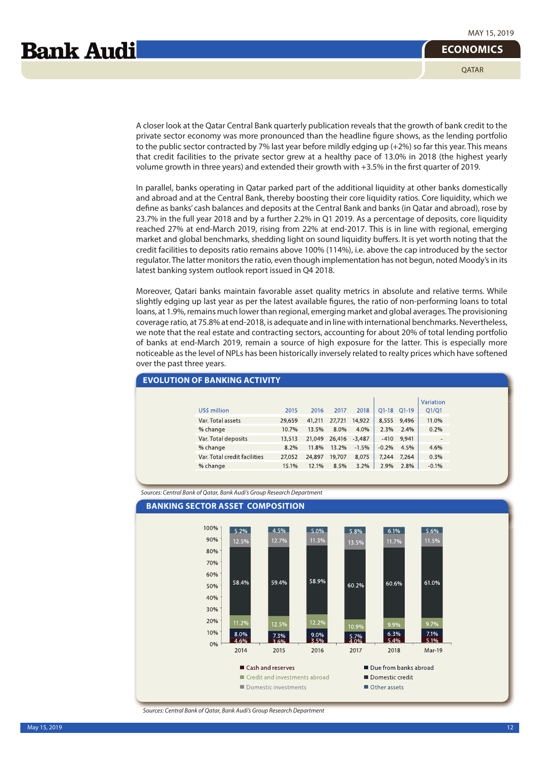A closer look at the Qatar Central Bank quarterly publication reveals that the growth of bank credit to the private sector economy was more pronounced than the headline figure shows, as the lending portfolio to the public sector contracted by 7% last year before mildly edging up (+2%) so far this year. This means that credit facilities to the private sector grew at a healthy pace of 13.0% in 2018 (the highest yearly volume growth in three years) and extended their growth with +3.5% in the first quarter of 2019.

In parallel, banks operating in Qatar parked part of the additional liquidity at other banks domestically and abroad and at the Central Bank, thereby boosting their core liquidity ratios. Core liquidity, which we define as banks' cash balances and deposits at the Central Bank and banks (in Qatar and abroad), rose by 23.7% in the full year 2018 and by a further 2.2% in Q1 2019. As a percentage of deposits, core liquidity reached 27% at end-March 2019, rising from 22% at end-2017. This is in line with regional, emerging market and global benchmarks, shedding light on sound liquidity buffers. It is yet worth noting that the credit facilities to deposits ratio remains above 100% (114%), i.e. above the cap introduced by the sector regulator. The latter monitors the ratio, even though implementation has not begun, noted Moody's in its latest banking system outlook report issued in Q4 2018.

Moreover, Qatari banks maintain favorable asset quality metrics in absolute and relative terms. While slightly edging up last year as per the latest available figures, the ratio of non-performing loans to total loans, at 1.9%, remains much lower than regional, emerging market and global averages. The provisioning coverage ratio, at 75.8% at end-2018, is adequate and in line with international benchmarks. Nevertheless, we note that the real estate and contracting sectors, accounting for about 20% of total lending portfolio of banks at end-March 2019, remain a source of high exposure for the latter. This is especially more noticeable as the level of NPLs has been historically inversely related to realty prices which have softened over the past three years.

## EVOLUTION OF BANKING ACTIVITY

| US$ million | 2015 | 2016 | 2017 | 2018 | Q1-18 | Q1-19 | Variation Q1/Q1 |
|---|---|---|---|---|---|---|---|
| Var. Total assets | 29,659 | 41,211 | 27,721 | 14,922 | 8,555 | 9,496 | 11.0% |
| % change | 10.7% | 13.5% | 8.0% | 4.0% | 2.3% | 2.4% | 0.2% |
| Var. Total deposits | 13,513 | 21,049 | 26,416 | -3,487 | -410 | 9,941 | - |
| % change | 8.2% | 11.8% | 13.2% | -1.5% | -0.2% | 4.5% | 4.6% |
| Var. Total credit facilities | 27,052 | 24,897 | 19,707 | 8,075 | 7,244 | 7,264 | 0.3% |
| % change | 15.1% | 12.1% | 8.5% | 3.2% | 2.9% | 2.8% | -0.1% |

*Sources: Central Bank of Qatar, Bank Audi's Group Research Department*

## BANKING SECTOR ASSET COMPOSITION

| | 2014 | 2015 | 2016 | 2017 | 2018 | Mar-19 |
|---|---|---|---|---|---|---|
| Cash and reserves | 4.6% | 3.6% | 3.5% | 4.0% | 5.4% | 5.1% |
| Due from banks abroad | 8.0% | 7.3% | 9.0% | 5.7% | 6.3% | 7.1% |
| Credit and investments abroad | 11.2% | 12.5% | 12.2% | 10.9% | 9.9% | 9.7% |
| Domestic credit | 58.4% | 59.4% | 58.9% | 60.2% | 60.6% | 61.0% |
| Domestic investments | 12.5% | 12.7% | 11.3% | 13.5% | 11.7% | 11.5% |
| Other assets | 5.2% | 4.5% | 5.0% | 5.8% | 6.1% | 5.6% |

*Sources: Central Bank of Qatar, Bank Audi's Group Research Department*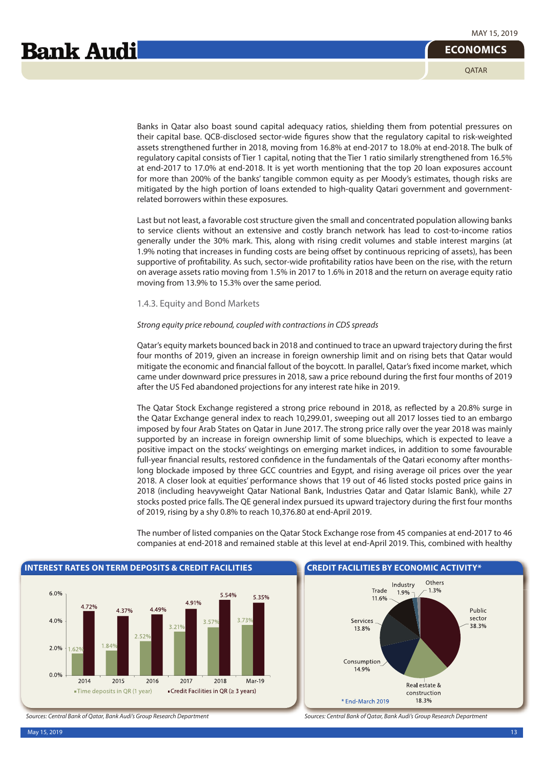Banks in Qatar also boast sound capital adequacy ratios, shielding them from potential pressures on their capital base. QCB-disclosed sector-wide figures show that the regulatory capital to risk-weighted assets strengthened further in 2018, moving from 16.8% at end-2017 to 18.0% at end-2018. The bulk of regulatory capital consists of Tier 1 capital, noting that the Tier 1 ratio similarly strengthened from 16.5% at end-2017 to 17.0% at end-2018. It is yet worth mentioning that the top 20 loan exposures account for more than 200% of the banks' tangible common equity as per Moody's estimates, though risks are mitigated by the high portion of loans extended to high-quality Qatari government and government-related borrowers within these exposures.

Last but not least, a favorable cost structure given the small and concentrated population allowing banks to service clients without an extensive and costly branch network has lead to cost-to-income ratios generally under the 30% mark. This, along with rising credit volumes and stable interest margins (at 1.9% noting that increases in funding costs are being offset by continuous repricing of assets), has been supportive of profitability. As such, sector-wide profitability ratios have been on the rise, with the return on average assets ratio moving from 1.5% in 2017 to 1.6% in 2018 and the return on average equity ratio moving from 13.9% to 15.3% over the same period.

### 1.4.3. Equity and Bond Markets

*Strong equity price rebound, coupled with contractions in CDS spreads*

Qatar's equity markets bounced back in 2018 and continued to trace an upward trajectory during the first four months of 2019, given an increase in foreign ownership limit and on rising bets that Qatar would mitigate the economic and financial fallout of the boycott. In parallel, Qatar's fixed income market, which came under downward price pressures in 2018, saw a price rebound during the first four months of 2019 after the US Fed abandoned projections for any interest rate hike in 2019.

The Qatar Stock Exchange registered a strong price rebound in 2018, as reflected by a 20.8% surge in the Qatar Exchange general index to reach 10,299.01, sweeping out all 2017 losses tied to an embargo imposed by four Arab States on Qatar in June 2017. The strong price rally over the year 2018 was mainly supported by an increase in foreign ownership limit of some bluechips, which is expected to leave a positive impact on the stocks' weightings on emerging market indices, in addition to some favourable full-year financial results, restored confidence in the fundamentals of the Qatari economy after months-long blockade imposed by three GCC countries and Egypt, and rising average oil prices over the year 2018. A closer look at equities' performance shows that 19 out of 46 listed stocks posted price gains in 2018 (including heavyweight Qatar National Bank, Industries Qatar and Qatar Islamic Bank), while 27 stocks posted price falls. The QE general index pursued its upward trajectory during the first four months of 2019, rising by a shy 0.8% to reach 10,376.80 at end-April 2019.

The number of listed companies on the Qatar Stock Exchange rose from 45 companies at end-2017 to 46 companies at end-2018 and remained stable at this level at end-April 2019. This, combined with healthy

**INTEREST RATES ON TERM DEPOSITS & CREDIT FACILITIES**

| | 2014 | 2015 | 2016 | 2017 | 2018 | Mar-19 |
|---|---|---|---|---|---|---|
| Time deposits in QR (1 year) | 1.62% | 1.84% | 2.52% | 3.21% | 3.57% | 3.73% |
| Credit Facilities in QR (≥ 3 years) | 4.72% | 4.37% | 4.49% | 4.91% | 5.54% | 5.35% |

*Sources: Central Bank of Qatar, Bank Audi's Group Research Department*

**CREDIT FACILITIES BY ECONOMIC ACTIVITY***

| Activity | Share |
|---|---|
| Public sector | 38.3% |
| Real estate & construction | 18.3% |
| Consumption | 14.9% |
| Services | 13.8% |
| Trade | 11.6% |
| Industry | 1.9% |
| Others | 1.3% |

\* End-March 2019

*Sources: Central Bank of Qatar, Bank Audi's Group Research Department*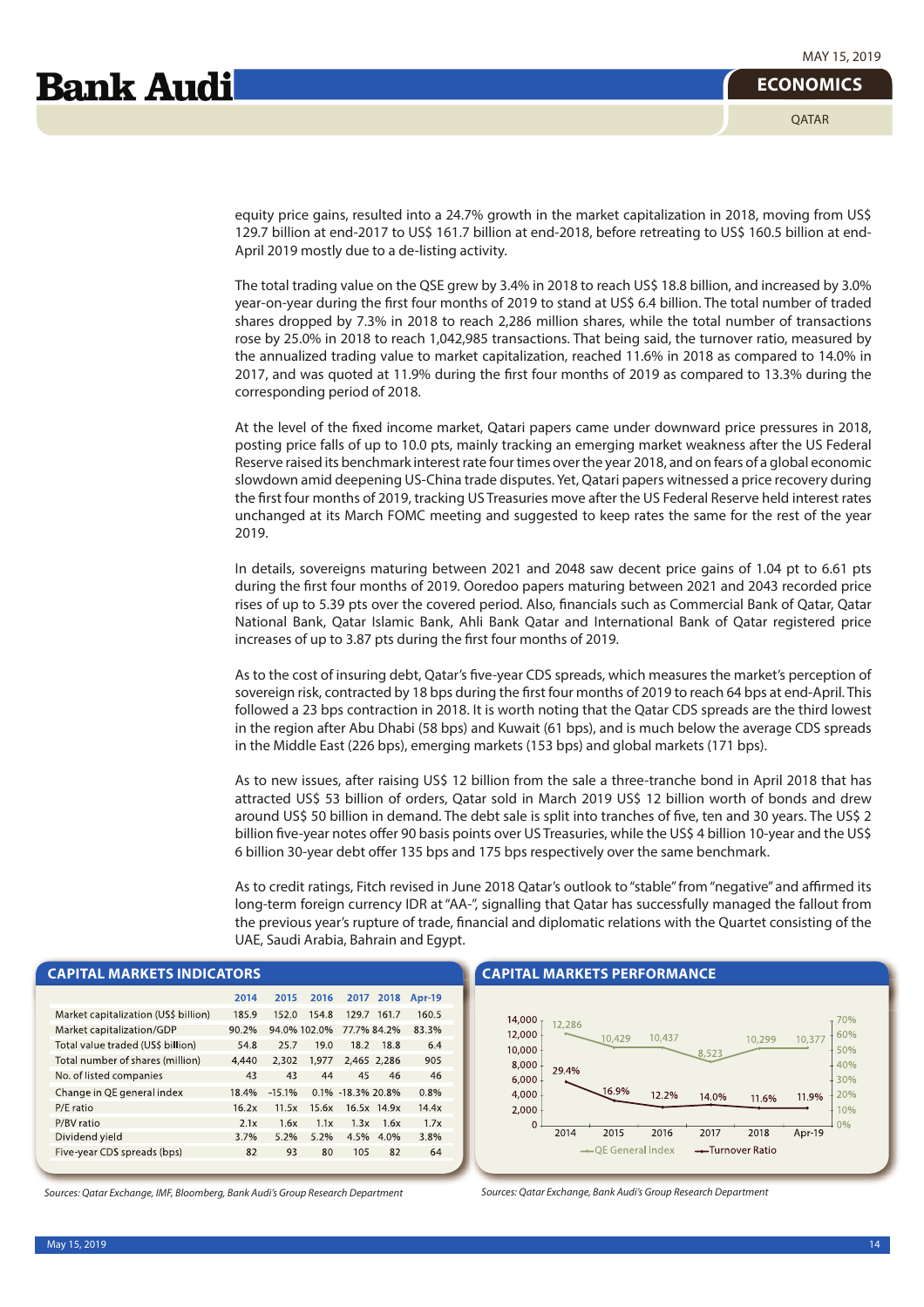equity price gains, resulted into a 24.7% growth in the market capitalization in 2018, moving from US$ 129.7 billion at end-2017 to US$ 161.7 billion at end-2018, before retreating to US$ 160.5 billion at end-April 2019 mostly due to a de-listing activity.

The total trading value on the QSE grew by 3.4% in 2018 to reach US$ 18.8 billion, and increased by 3.0% year-on-year during the first four months of 2019 to stand at US$ 6.4 billion. The total number of traded shares dropped by 7.3% in 2018 to reach 2,286 million shares, while the total number of transactions rose by 25.0% in 2018 to reach 1,042,985 transactions. That being said, the turnover ratio, measured by the annualized trading value to market capitalization, reached 11.6% in 2018 as compared to 14.0% in 2017, and was quoted at 11.9% during the first four months of 2019 as compared to 13.3% during the corresponding period of 2018.

At the level of the fixed income market, Qatari papers came under downward price pressures in 2018, posting price falls of up to 10.0 pts, mainly tracking an emerging market weakness after the US Federal Reserve raised its benchmark interest rate four times over the year 2018, and on fears of a global economic slowdown amid deepening US-China trade disputes. Yet, Qatari papers witnessed a price recovery during the first four months of 2019, tracking US Treasuries move after the US Federal Reserve held interest rates unchanged at its March FOMC meeting and suggested to keep rates the same for the rest of the year 2019.

In details, sovereigns maturing between 2021 and 2048 saw decent price gains of 1.04 pt to 6.61 pts during the first four months of 2019. Ooredoo papers maturing between 2021 and 2043 recorded price rises of up to 5.39 pts over the covered period. Also, financials such as Commercial Bank of Qatar, Qatar National Bank, Qatar Islamic Bank, Ahli Bank Qatar and International Bank of Qatar registered price increases of up to 3.87 pts during the first four months of 2019.

As to the cost of insuring debt, Qatar's five-year CDS spreads, which measures the market's perception of sovereign risk, contracted by 18 bps during the first four months of 2019 to reach 64 bps at end-April. This followed a 23 bps contraction in 2018. It is worth noting that the Qatar CDS spreads are the third lowest in the region after Abu Dhabi (58 bps) and Kuwait (61 bps), and is much below the average CDS spreads in the Middle East (226 bps), emerging markets (153 bps) and global markets (171 bps).

As to new issues, after raising US$ 12 billion from the sale a three-tranche bond in April 2018 that has attracted US$ 53 billion of orders, Qatar sold in March 2019 US$ 12 billion worth of bonds and drew around US$ 50 billion in demand. The debt sale is split into tranches of five, ten and 30 years. The US$ 2 billion five-year notes offer 90 basis points over US Treasuries, while the US$ 4 billion 10-year and the US$ 6 billion 30-year debt offer 135 bps and 175 bps respectively over the same benchmark.

As to credit ratings, Fitch revised in June 2018 Qatar's outlook to "stable" from "negative" and affirmed its long-term foreign currency IDR at "AA-", signalling that Qatar has successfully managed the fallout from the previous year's rupture of trade, financial and diplomatic relations with the Quartet consisting of the UAE, Saudi Arabia, Bahrain and Egypt.

## CAPITAL MARKETS INDICATORS

| | 2014 | 2015 | 2016 | 2017 | 2018 | Apr-19 |
|---|---|---|---|---|---|---|
| Market capitalization (US$ billion) | 185.9 | 152.0 | 154.8 | 129.7 | 161.7 | 160.5 |
| Market capitalization/GDP | 90.2% | 94.0% | 102.0% | 77.7% | 84.2% | 83.3% |
| Total value traded (US$ billion) | 54.8 | 25.7 | 19.0 | 18.2 | 18.8 | 6.4 |
| Total number of shares (million) | 4,440 | 2,302 | 1,977 | 2,465 | 2,286 | 905 |
| No. of listed companies | 43 | 43 | 44 | 45 | 46 | 46 |
| Change in QE general index | 18.4% | -15.1% | 0.1% | -18.3% | 20.8% | 0.8% |
| P/E ratio | 16.2x | 11.5x | 15.6x | 16.5x | 14.9x | 14.4x |
| P/BV ratio | 2.1x | 1.6x | 1.1x | 1.3x | 1.6x | 1.7x |
| Dividend yield | 3.7% | 5.2% | 5.2% | 4.5% | 4.0% | 3.8% |
| Five-year CDS spreads (bps) | 82 | 93 | 80 | 105 | 82 | 64 |

*Sources: Qatar Exchange, IMF, Bloomberg, Bank Audi's Group Research Department*

## CAPITAL MARKETS PERFORMANCE

| | 2014 | 2015 | 2016 | 2017 | 2018 | Apr-19 |
|---|---|---|---|---|---|---|
| QE General Index | 12,286 | 10,429 | 10,437 | 8,523 | 10,299 | 10,377 |
| Turnover Ratio | 29.4% | 16.9% | 12.2% | 14.0% | 11.6% | 11.9% |

*Sources: Qatar Exchange, Bank Audi's Group Research Department*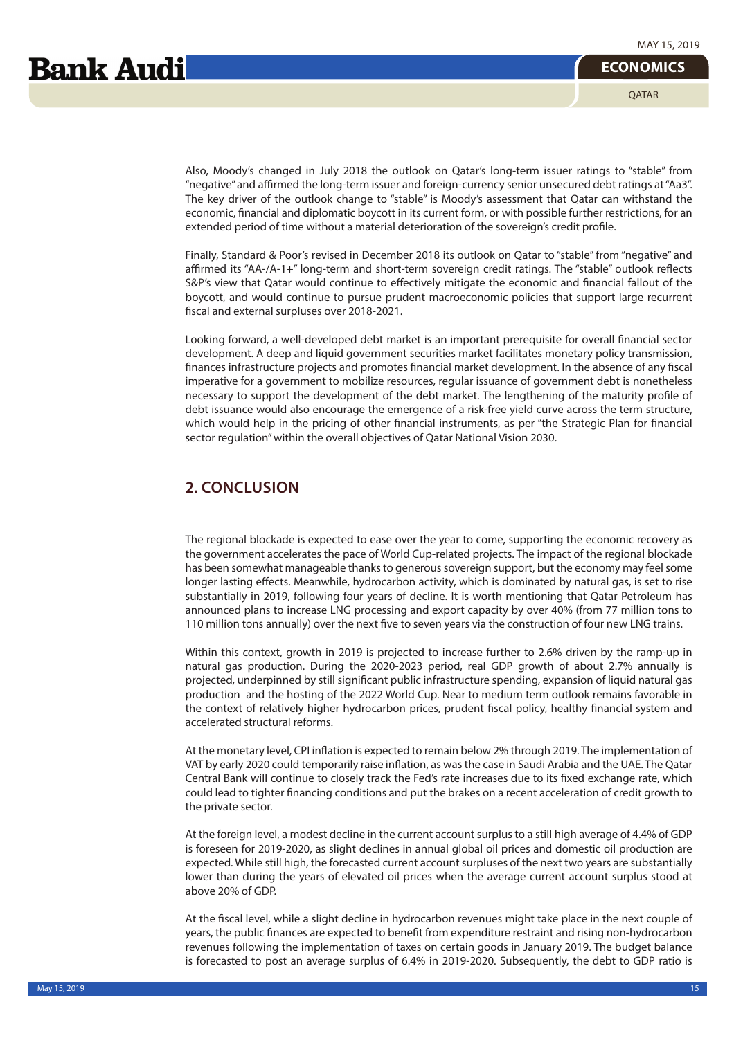Also, Moody's changed in July 2018 the outlook on Qatar's long-term issuer ratings to "stable" from "negative" and affirmed the long-term issuer and foreign-currency senior unsecured debt ratings at "Aa3". The key driver of the outlook change to "stable" is Moody's assessment that Qatar can withstand the economic, financial and diplomatic boycott in its current form, or with possible further restrictions, for an extended period of time without a material deterioration of the sovereign's credit profile.

Finally, Standard & Poor's revised in December 2018 its outlook on Qatar to "stable" from "negative" and affirmed its "AA-/A-1+" long-term and short-term sovereign credit ratings. The "stable" outlook reflects S&P's view that Qatar would continue to effectively mitigate the economic and financial fallout of the boycott, and would continue to pursue prudent macroeconomic policies that support large recurrent fiscal and external surpluses over 2018-2021.

Looking forward, a well-developed debt market is an important prerequisite for overall financial sector development. A deep and liquid government securities market facilitates monetary policy transmission, finances infrastructure projects and promotes financial market development. In the absence of any fiscal imperative for a government to mobilize resources, regular issuance of government debt is nonetheless necessary to support the development of the debt market. The lengthening of the maturity profile of debt issuance would also encourage the emergence of a risk-free yield curve across the term structure, which would help in the pricing of other financial instruments, as per "the Strategic Plan for financial sector regulation" within the overall objectives of Qatar National Vision 2030.

## 2. CONCLUSION

The regional blockade is expected to ease over the year to come, supporting the economic recovery as the government accelerates the pace of World Cup-related projects. The impact of the regional blockade has been somewhat manageable thanks to generous sovereign support, but the economy may feel some longer lasting effects. Meanwhile, hydrocarbon activity, which is dominated by natural gas, is set to rise substantially in 2019, following four years of decline. It is worth mentioning that Qatar Petroleum has announced plans to increase LNG processing and export capacity by over 40% (from 77 million tons to 110 million tons annually) over the next five to seven years via the construction of four new LNG trains.

Within this context, growth in 2019 is projected to increase further to 2.6% driven by the ramp-up in natural gas production. During the 2020-2023 period, real GDP growth of about 2.7% annually is projected, underpinned by still significant public infrastructure spending, expansion of liquid natural gas production and the hosting of the 2022 World Cup. Near to medium term outlook remains favorable in the context of relatively higher hydrocarbon prices, prudent fiscal policy, healthy financial system and accelerated structural reforms.

At the monetary level, CPI inflation is expected to remain below 2% through 2019. The implementation of VAT by early 2020 could temporarily raise inflation, as was the case in Saudi Arabia and the UAE. The Qatar Central Bank will continue to closely track the Fed's rate increases due to its fixed exchange rate, which could lead to tighter financing conditions and put the brakes on a recent acceleration of credit growth to the private sector.

At the foreign level, a modest decline in the current account surplus to a still high average of 4.4% of GDP is foreseen for 2019-2020, as slight declines in annual global oil prices and domestic oil production are expected. While still high, the forecasted current account surpluses of the next two years are substantially lower than during the years of elevated oil prices when the average current account surplus stood at above 20% of GDP.

At the fiscal level, while a slight decline in hydrocarbon revenues might take place in the next couple of years, the public finances are expected to benefit from expenditure restraint and rising non-hydrocarbon revenues following the implementation of taxes on certain goods in January 2019. The budget balance is forecasted to post an average surplus of 6.4% in 2019-2020. Subsequently, the debt to GDP ratio is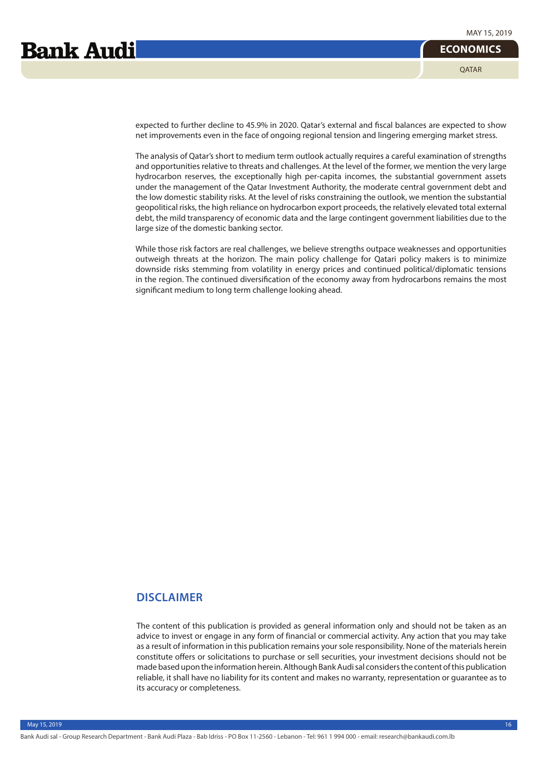expected to further decline to 45.9% in 2020. Qatar's external and fiscal balances are expected to show net improvements even in the face of ongoing regional tension and lingering emerging market stress.

The analysis of Qatar's short to medium term outlook actually requires a careful examination of strengths and opportunities relative to threats and challenges. At the level of the former, we mention the very large hydrocarbon reserves, the exceptionally high per-capita incomes, the substantial government assets under the management of the Qatar Investment Authority, the moderate central government debt and the low domestic stability risks. At the level of risks constraining the outlook, we mention the substantial geopolitical risks, the high reliance on hydrocarbon export proceeds, the relatively elevated total external debt, the mild transparency of economic data and the large contingent government liabilities due to the large size of the domestic banking sector.

While those risk factors are real challenges, we believe strengths outpace weaknesses and opportunities outweigh threats at the horizon. The main policy challenge for Qatari policy makers is to minimize downside risks stemming from volatility in energy prices and continued political/diplomatic tensions in the region. The continued diversification of the economy away from hydrocarbons remains the most significant medium to long term challenge looking ahead.

## DISCLAIMER

The content of this publication is provided as general information only and should not be taken as an advice to invest or engage in any form of financial or commercial activity. Any action that you may take as a result of information in this publication remains your sole responsibility. None of the materials herein constitute offers or solicitations to purchase or sell securities, your investment decisions should not be made based upon the information herein. Although Bank Audi sal considers the content of this publication reliable, it shall have no liability for its content and makes no warranty, representation or guarantee as to its accuracy or completeness.